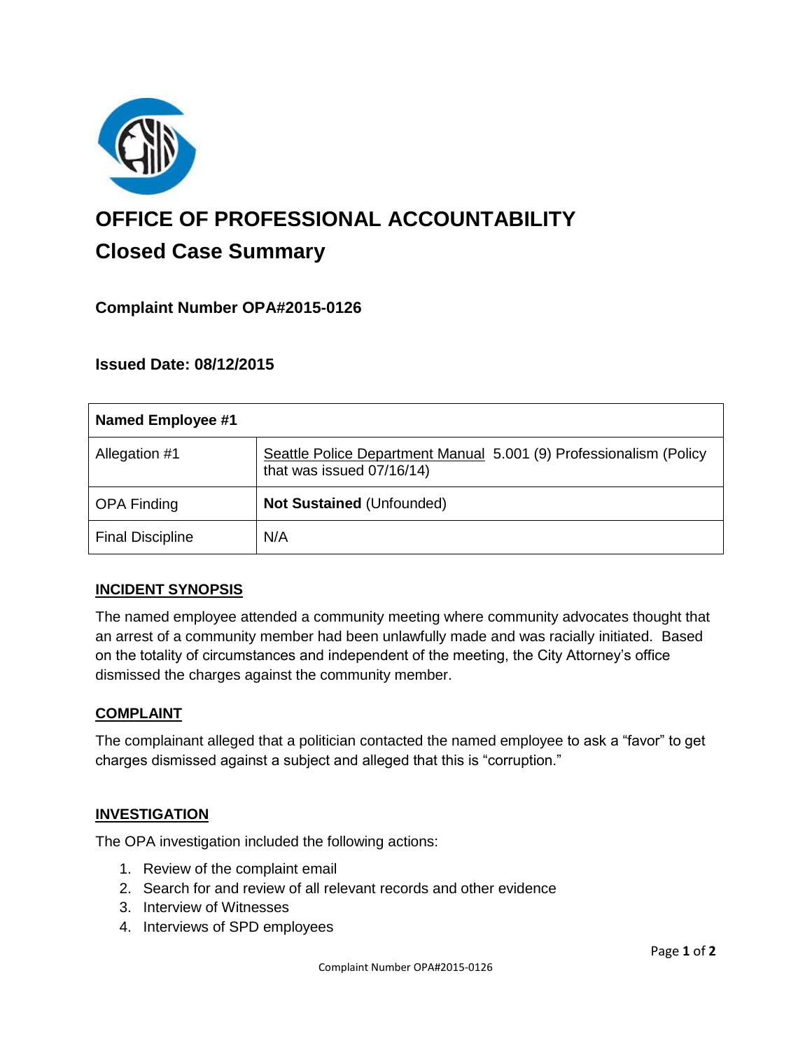# OFFICE OF PROFESSIONAL ACCOUNTABILITY

## Closed Case Summary

### Complaint Number OPA#2015-0126

### Issued Date: 08/12/2015

| Named Employee #1 | |
|---|---|
| Allegation #1 | Seattle Police Department Manual 5.001 (9) Professionalism (Policy that was issued 07/16/14) |
| OPA Finding | **Not Sustained** (Unfounded) |
| Final Discipline | N/A |

### INCIDENT SYNOPSIS

The named employee attended a community meeting where community advocates thought that an arrest of a community member had been unlawfully made and was racially initiated. Based on the totality of circumstances and independent of the meeting, the City Attorney's office dismissed the charges against the community member.

### COMPLAINT

The complainant alleged that a politician contacted the named employee to ask a "favor" to get charges dismissed against a subject and alleged that this is "corruption."

### INVESTIGATION

The OPA investigation included the following actions:

1. Review of the complaint email
2. Search for and review of all relevant records and other evidence
3. Interview of Witnesses
4. Interviews of SPD employees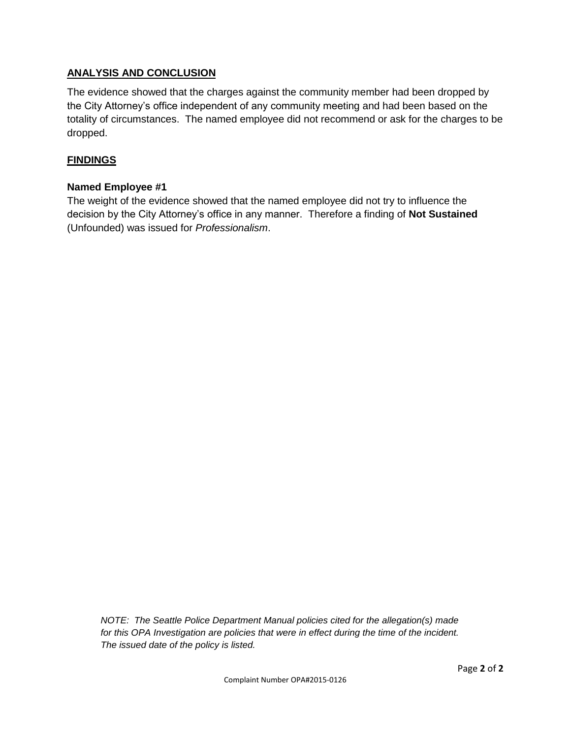## ANALYSIS AND CONCLUSION

The evidence showed that the charges against the community member had been dropped by the City Attorney's office independent of any community meeting and had been based on the totality of circumstances. The named employee did not recommend or ask for the charges to be dropped.

## FINDINGS

### Named Employee #1

The weight of the evidence showed that the named employee did not try to influence the decision by the City Attorney's office in any manner. Therefore a finding of **Not Sustained** (Unfounded) was issued for *Professionalism*.

*NOTE: The Seattle Police Department Manual policies cited for the allegation(s) made for this OPA Investigation are policies that were in effect during the time of the incident. The issued date of the policy is listed.*

Complaint Number OPA#2015-0126